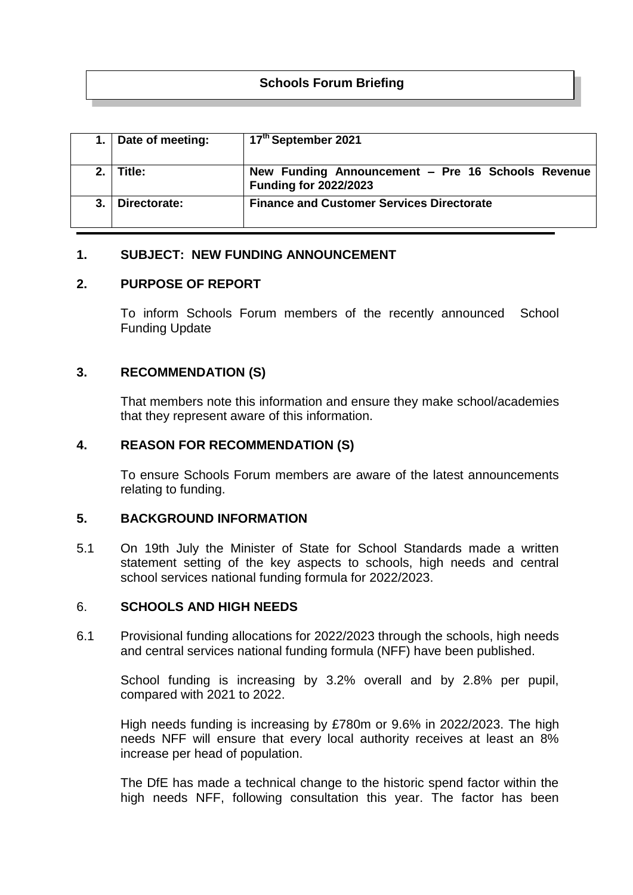# Schools Forum Briefing

| 1. | Date of meeting: | 17th September 2021 |
|---|---|---|
| 2. | Title: | New Funding Announcement – Pre 16 Schools Revenue Funding for 2022/2023 |
| 3. | Directorate: | Finance and Customer Services Directorate |

## 1. SUBJECT: NEW FUNDING ANNOUNCEMENT

## 2. PURPOSE OF REPORT

To inform Schools Forum members of the recently announced School Funding Update

## 3. RECOMMENDATION (S)

That members note this information and ensure they make school/academies that they represent aware of this information.

## 4. REASON FOR RECOMMENDATION (S)

To ensure Schools Forum members are aware of the latest announcements relating to funding.

## 5. BACKGROUND INFORMATION

5.1 On 19th July the Minister of State for School Standards made a written statement setting of the key aspects to schools, high needs and central school services national funding formula for 2022/2023.

## 6. SCHOOLS AND HIGH NEEDS

6.1 Provisional funding allocations for 2022/2023 through the schools, high needs and central services national funding formula (NFF) have been published.

School funding is increasing by 3.2% overall and by 2.8% per pupil, compared with 2021 to 2022.

High needs funding is increasing by £780m or 9.6% in 2022/2023. The high needs NFF will ensure that every local authority receives at least an 8% increase per head of population.

The DfE has made a technical change to the historic spend factor within the high needs NFF, following consultation this year. The factor has been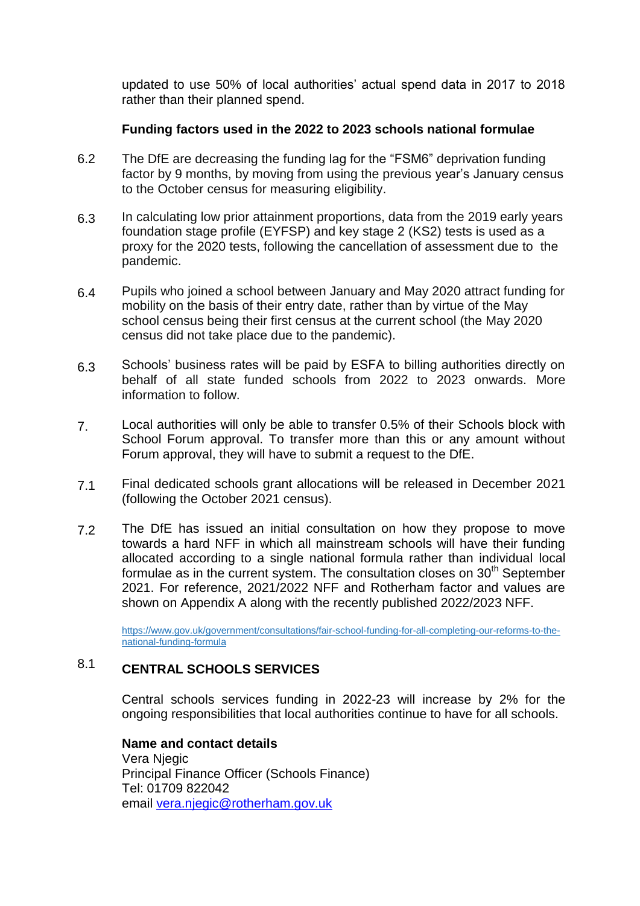updated to use 50% of local authorities' actual spend data in 2017 to 2018 rather than their planned spend.

**Funding factors used in the 2022 to 2023 schools national formulae**

6.2 The DfE are decreasing the funding lag for the "FSM6" deprivation funding factor by 9 months, by moving from using the previous year's January census to the October census for measuring eligibility.

6.3 In calculating low prior attainment proportions, data from the 2019 early years foundation stage profile (EYFSP) and key stage 2 (KS2) tests is used as a proxy for the 2020 tests, following the cancellation of assessment due to the pandemic.

6.4 Pupils who joined a school between January and May 2020 attract funding for mobility on the basis of their entry date, rather than by virtue of the May school census being their first census at the current school (the May 2020 census did not take place due to the pandemic).

6.3 Schools' business rates will be paid by ESFA to billing authorities directly on behalf of all state funded schools from 2022 to 2023 onwards. More information to follow.

7. Local authorities will only be able to transfer 0.5% of their Schools block with School Forum approval. To transfer more than this or any amount without Forum approval, they will have to submit a request to the DfE.

7.1 Final dedicated schools grant allocations will be released in December 2021 (following the October 2021 census).

7.2 The DfE has issued an initial consultation on how they propose to move towards a hard NFF in which all mainstream schools will have their funding allocated according to a single national formula rather than individual local formulae as in the current system. The consultation closes on 30th September 2021. For reference, 2021/2022 NFF and Rotherham factor and values are shown on Appendix A along with the recently published 2022/2023 NFF.

https://www.gov.uk/government/consultations/fair-school-funding-for-all-completing-our-reforms-to-the-national-funding-formula

## 8.1 CENTRAL SCHOOLS SERVICES

Central schools services funding in 2022-23 will increase by 2% for the ongoing responsibilities that local authorities continue to have for all schools.

**Name and contact details**
Vera Njegic
Principal Finance Officer (Schools Finance)
Tel: 01709 822042
email vera.njegic@rotherham.gov.uk